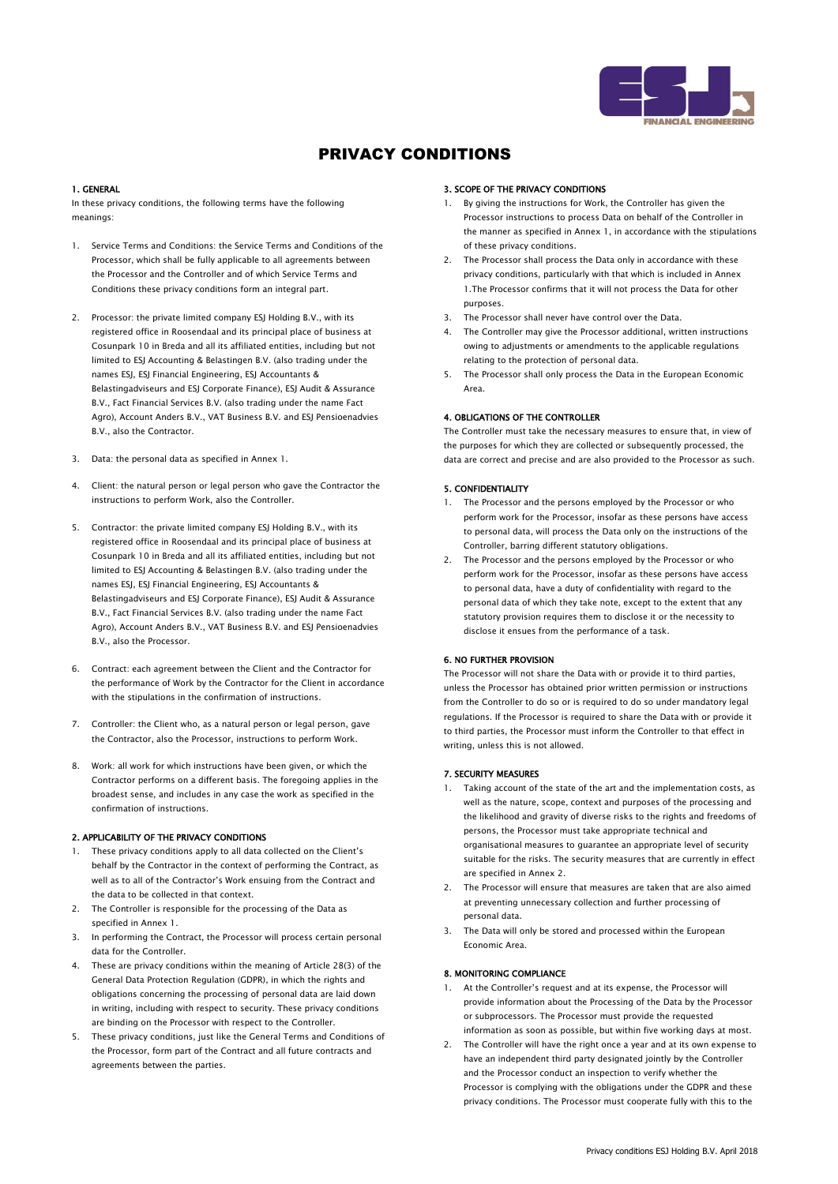# PRIVACY CONDITIONS

## 1. GENERAL

In these privacy conditions, the following terms have the following meanings:

1. Service Terms and Conditions: the Service Terms and Conditions of the Processor, which shall be fully applicable to all agreements between the Processor and the Controller and of which Service Terms and Conditions these privacy conditions form an integral part.
2. Processor: the private limited company ESJ Holding B.V., with its registered office in Roosendaal and its principal place of business at Cosunpark 10 in Breda and all its affiliated entities, including but not limited to ESJ Accounting & Belastingen B.V. (also trading under the names ESJ, ESJ Financial Engineering, ESJ Accountants & Belastingadviseurs and ESJ Corporate Finance), ESJ Audit & Assurance B.V., Fact Financial Services B.V. (also trading under the name Fact Agro), Account Anders B.V., VAT Business B.V. and ESJ Pensioenadvies B.V., also the Contractor.
3. Data: the personal data as specified in Annex 1.
4. Client: the natural person or legal person who gave the Contractor the instructions to perform Work, also the Controller.
5. Contractor: the private limited company ESJ Holding B.V., with its registered office in Roosendaal and its principal place of business at Cosunpark 10 in Breda and all its affiliated entities, including but not limited to ESJ Accounting & Belastingen B.V. (also trading under the names ESJ, ESJ Financial Engineering, ESJ Accountants & Belastingadviseurs and ESJ Corporate Finance), ESJ Audit & Assurance B.V., Fact Financial Services B.V. (also trading under the name Fact Agro), Account Anders B.V., VAT Business B.V. and ESJ Pensioenadvies B.V., also the Processor.
6. Contract: each agreement between the Client and the Contractor for the performance of Work by the Contractor for the Client in accordance with the stipulations in the confirmation of instructions.
7. Controller: the Client who, as a natural person or legal person, gave the Contractor, also the Processor, instructions to perform Work.
8. Work: all work for which instructions have been given, or which the Contractor performs on a different basis. The foregoing applies in the broadest sense, and includes in any case the work as specified in the confirmation of instructions.

## 2. APPLICABILITY OF THE PRIVACY CONDITIONS

1. These privacy conditions apply to all data collected on the Client's behalf by the Contractor in the context of performing the Contract, as well as to all of the Contractor's Work ensuing from the Contract and the data to be collected in that context.
2. The Controller is responsible for the processing of the Data as specified in Annex 1.
3. In performing the Contract, the Processor will process certain personal data for the Controller.
4. These are privacy conditions within the meaning of Article 28(3) of the General Data Protection Regulation (GDPR), in which the rights and obligations concerning the processing of personal data are laid down in writing, including with respect to security. These privacy conditions are binding on the Processor with respect to the Controller.
5. These privacy conditions, just like the General Terms and Conditions of the Processor, form part of the Contract and all future contracts and agreements between the parties.

## 3. SCOPE OF THE PRIVACY CONDITIONS

1. By giving the instructions for Work, the Controller has given the Processor instructions to process Data on behalf of the Controller in the manner as specified in Annex 1, in accordance with the stipulations of these privacy conditions.
2. The Processor shall process the Data only in accordance with these privacy conditions, particularly with that which is included in Annex 1.The Processor confirms that it will not process the Data for other purposes.
3. The Processor shall never have control over the Data.
4. The Controller may give the Processor additional, written instructions owing to adjustments or amendments to the applicable regulations relating to the protection of personal data.
5. The Processor shall only process the Data in the European Economic Area.

## 4. OBLIGATIONS OF THE CONTROLLER

The Controller must take the necessary measures to ensure that, in view of the purposes for which they are collected or subsequently processed, the data are correct and precise and are also provided to the Processor as such.

## 5. CONFIDENTIALITY

1. The Processor and the persons employed by the Processor or who perform work for the Processor, insofar as these persons have access to personal data, will process the Data only on the instructions of the Controller, barring different statutory obligations.
2. The Processor and the persons employed by the Processor or who perform work for the Processor, insofar as these persons have access to personal data, have a duty of confidentiality with regard to the personal data of which they take note, except to the extent that any statutory provision requires them to disclose it or the necessity to disclose it ensues from the performance of a task.

## 6. NO FURTHER PROVISION

The Processor will not share the Data with or provide it to third parties, unless the Processor has obtained prior written permission or instructions from the Controller to do so or is required to do so under mandatory legal regulations. If the Processor is required to share the Data with or provide it to third parties, the Processor must inform the Controller to that effect in writing, unless this is not allowed.

## 7. SECURITY MEASURES

1. Taking account of the state of the art and the implementation costs, as well as the nature, scope, context and purposes of the processing and the likelihood and gravity of diverse risks to the rights and freedoms of persons, the Processor must take appropriate technical and organisational measures to guarantee an appropriate level of security suitable for the risks. The security measures that are currently in effect are specified in Annex 2.
2. The Processor will ensure that measures are taken that are also aimed at preventing unnecessary collection and further processing of personal data.
3. The Data will only be stored and processed within the European Economic Area.

## 8. MONITORING COMPLIANCE

1. At the Controller's request and at its expense, the Processor will provide information about the Processing of the Data by the Processor or subprocessors. The Processor must provide the requested information as soon as possible, but within five working days at most.
2. The Controller will have the right once a year and at its own expense to have an independent third party designated jointly by the Controller and the Processor conduct an inspection to verify whether the Processor is complying with the obligations under the GDPR and these privacy conditions. The Processor must cooperate fully with this to the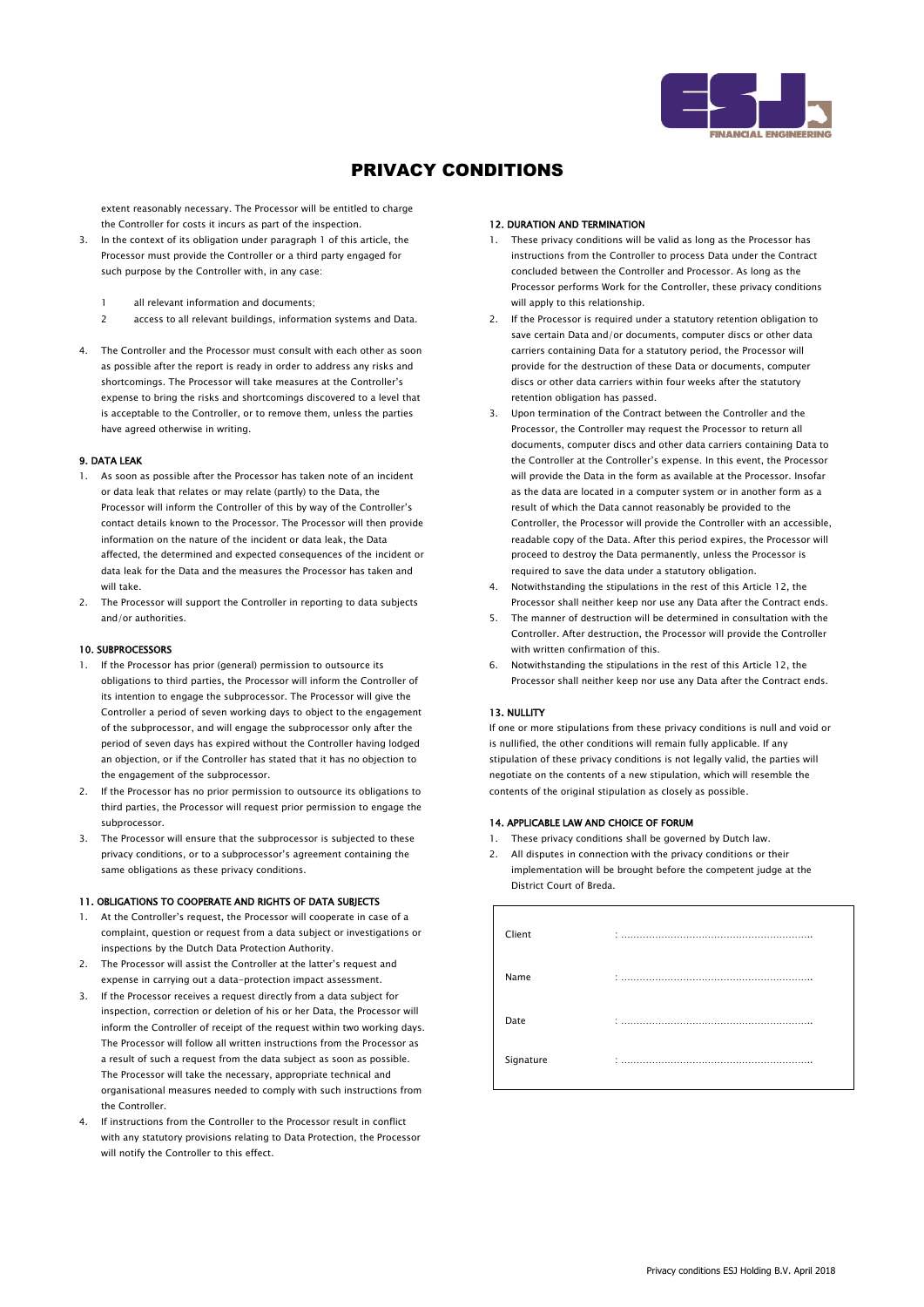# PRIVACY CONDITIONS

extent reasonably necessary. The Processor will be entitled to charge the Controller for costs it incurs as part of the inspection.

3. In the context of its obligation under paragraph 1 of this article, the Processor must provide the Controller or a third party engaged for such purpose by the Controller with, in any case:

   1 all relevant information and documents;
   
   2 access to all relevant buildings, information systems and Data.

4. The Controller and the Processor must consult with each other as soon as possible after the report is ready in order to address any risks and shortcomings. The Processor will take measures at the Controller's expense to bring the risks and shortcomings discovered to a level that is acceptable to the Controller, or to remove them, unless the parties have agreed otherwise in writing.

**9. DATA LEAK**

1. As soon as possible after the Processor has taken note of an incident or data leak that relates or may relate (partly) to the Data, the Processor will inform the Controller of this by way of the Controller's contact details known to the Processor. The Processor will then provide information on the nature of the incident or data leak, the Data affected, the determined and expected consequences of the incident or data leak for the Data and the measures the Processor has taken and will take.
2. The Processor will support the Controller in reporting to data subjects and/or authorities.

**10. SUBPROCESSORS**

1. If the Processor has prior (general) permission to outsource its obligations to third parties, the Processor will inform the Controller of its intention to engage the subprocessor. The Processor will give the Controller a period of seven working days to object to the engagement of the subprocessor, and will engage the subprocessor only after the period of seven days has expired without the Controller having lodged an objection, or if the Controller has stated that it has no objection to the engagement of the subprocessor.
2. If the Processor has no prior permission to outsource its obligations to third parties, the Processor will request prior permission to engage the subprocessor.
3. The Processor will ensure that the subprocessor is subjected to these privacy conditions, or to a subprocessor's agreement containing the same obligations as these privacy conditions.

**11. OBLIGATIONS TO COOPERATE AND RIGHTS OF DATA SUBJECTS**

1. At the Controller's request, the Processor will cooperate in case of a complaint, question or request from a data subject or investigations or inspections by the Dutch Data Protection Authority.
2. The Processor will assist the Controller at the latter's request and expense in carrying out a data-protection impact assessment.
3. If the Processor receives a request directly from a data subject for inspection, correction or deletion of his or her Data, the Processor will inform the Controller of receipt of the request within two working days. The Processor will follow all written instructions from the Processor as a result of such a request from the data subject as soon as possible. The Processor will take the necessary, appropriate technical and organisational measures needed to comply with such instructions from the Controller.
4. If instructions from the Controller to the Processor result in conflict with any statutory provisions relating to Data Protection, the Processor will notify the Controller to this effect.

**12. DURATION AND TERMINATION**

1. These privacy conditions will be valid as long as the Processor has instructions from the Controller to process Data under the Contract concluded between the Controller and Processor. As long as the Processor performs Work for the Controller, these privacy conditions will apply to this relationship.
2. If the Processor is required under a statutory retention obligation to save certain Data and/or documents, computer discs or other data carriers containing Data for a statutory period, the Processor will provide for the destruction of these Data or documents, computer discs or other data carriers within four weeks after the statutory retention obligation has passed.
3. Upon termination of the Contract between the Controller and the Processor, the Controller may request the Processor to return all documents, computer discs and other data carriers containing Data to the Controller at the Controller's expense. In this event, the Processor will provide the Data in the form as available at the Processor. Insofar as the data are located in a computer system or in another form as a result of which the Data cannot reasonably be provided to the Controller, the Processor will provide the Controller with an accessible, readable copy of the Data. After this period expires, the Processor will proceed to destroy the Data permanently, unless the Processor is required to save the data under a statutory obligation.
4. Notwithstanding the stipulations in the rest of this Article 12, the Processor shall neither keep nor use any Data after the Contract ends.
5. The manner of destruction will be determined in consultation with the Controller. After destruction, the Processor will provide the Controller with written confirmation of this.
6. Notwithstanding the stipulations in the rest of this Article 12, the Processor shall neither keep nor use any Data after the Contract ends.

**13. NULLITY**

If one or more stipulations from these privacy conditions is null and void or is nullified, the other conditions will remain fully applicable. If any stipulation of these privacy conditions is not legally valid, the parties will negotiate on the contents of a new stipulation, which will resemble the contents of the original stipulation as closely as possible.

**14. APPLICABLE LAW AND CHOICE OF FORUM**

1. These privacy conditions shall be governed by Dutch law.
2. All disputes in connection with the privacy conditions or their implementation will be brought before the competent judge at the District Court of Breda.

| | |
|---|---|
| Client | : ............................................................ |
| Name | : ............................................................ |
| Date | : ............................................................ |
| Signature | : ............................................................ |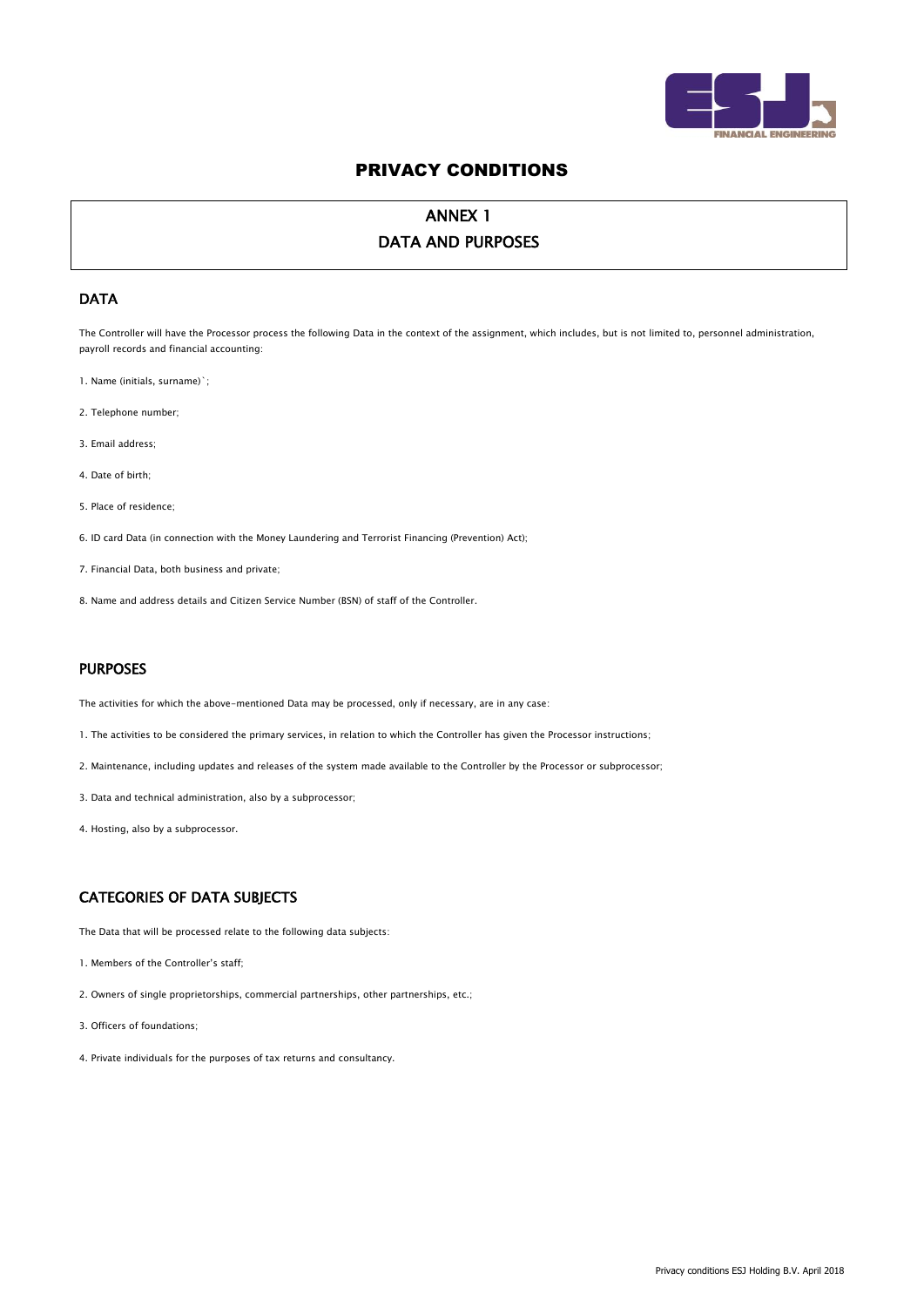# PRIVACY CONDITIONS

## ANNEX 1
## DATA AND PURPOSES

### DATA

The Controller will have the Processor process the following Data in the context of the assignment, which includes, but is not limited to, personnel administration, payroll records and financial accounting:

1. Name (initials, surname)`;

2. Telephone number;

3. Email address;

4. Date of birth;

5. Place of residence;

6. ID card Data (in connection with the Money Laundering and Terrorist Financing (Prevention) Act);

7. Financial Data, both business and private;

8. Name and address details and Citizen Service Number (BSN) of staff of the Controller.

### PURPOSES

The activities for which the above-mentioned Data may be processed, only if necessary, are in any case:

1. The activities to be considered the primary services, in relation to which the Controller has given the Processor instructions;

2. Maintenance, including updates and releases of the system made available to the Controller by the Processor or subprocessor;

3. Data and technical administration, also by a subprocessor;

4. Hosting, also by a subprocessor.

### CATEGORIES OF DATA SUBJECTS

The Data that will be processed relate to the following data subjects:

1. Members of the Controller's staff;

2. Owners of single proprietorships, commercial partnerships, other partnerships, etc.;

3. Officers of foundations;

4. Private individuals for the purposes of tax returns and consultancy.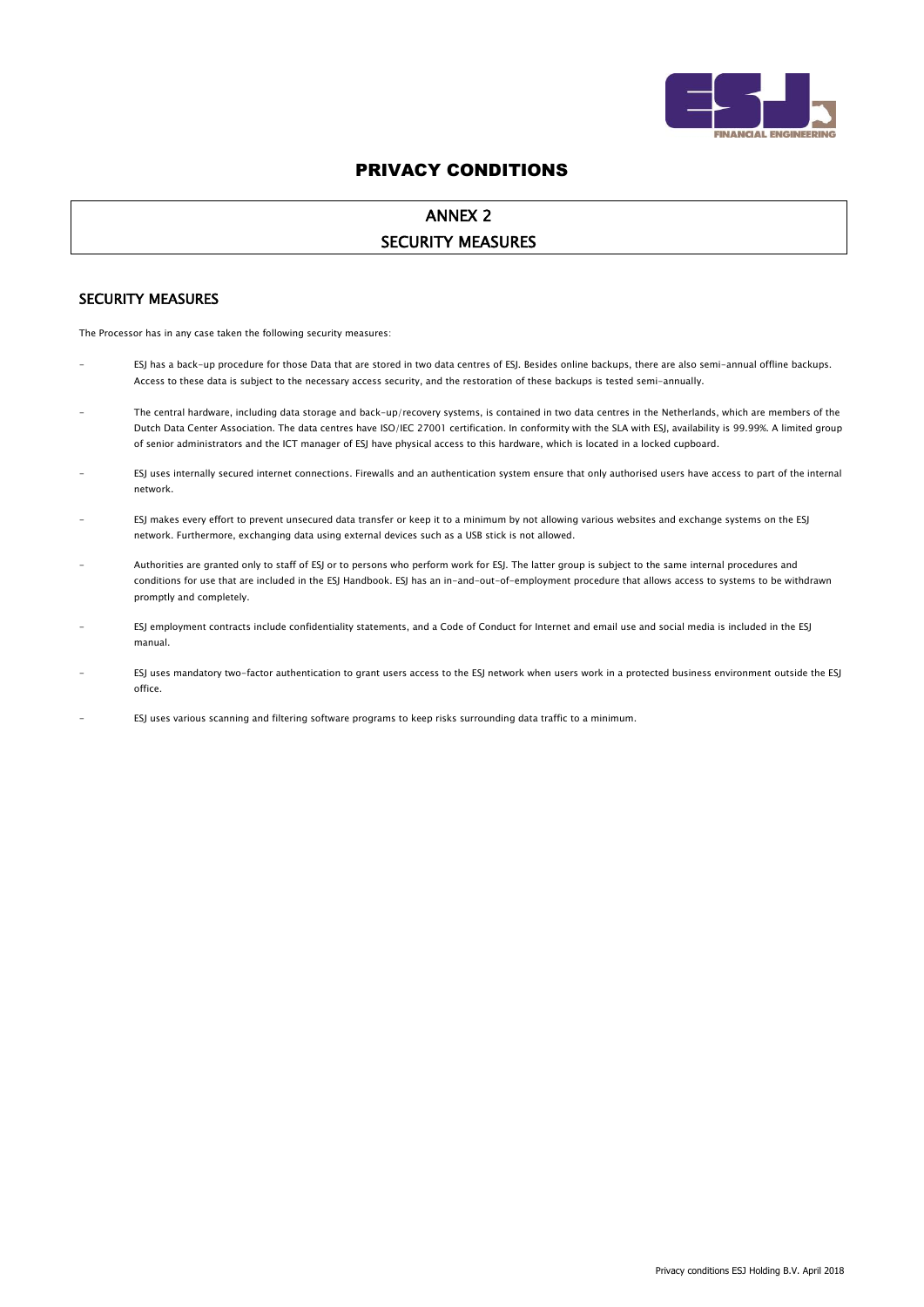# PRIVACY CONDITIONS

## ANNEX 2
## SECURITY MEASURES

### SECURITY MEASURES

The Processor has in any case taken the following security measures:

- ESJ has a back-up procedure for those Data that are stored in two data centres of ESJ. Besides online backups, there are also semi-annual offline backups. Access to these data is subject to the necessary access security, and the restoration of these backups is tested semi-annually.
- The central hardware, including data storage and back-up/recovery systems, is contained in two data centres in the Netherlands, which are members of the Dutch Data Center Association. The data centres have ISO/IEC 27001 certification. In conformity with the SLA with ESJ, availability is 99.99%. A limited group of senior administrators and the ICT manager of ESJ have physical access to this hardware, which is located in a locked cupboard.
- ESJ uses internally secured internet connections. Firewalls and an authentication system ensure that only authorised users have access to part of the internal network.
- ESJ makes every effort to prevent unsecured data transfer or keep it to a minimum by not allowing various websites and exchange systems on the ESJ network. Furthermore, exchanging data using external devices such as a USB stick is not allowed.
- Authorities are granted only to staff of ESJ or to persons who perform work for ESJ. The latter group is subject to the same internal procedures and conditions for use that are included in the ESJ Handbook. ESJ has an in-and-out-of-employment procedure that allows access to systems to be withdrawn promptly and completely.
- ESJ employment contracts include confidentiality statements, and a Code of Conduct for Internet and email use and social media is included in the ESJ manual.
- ESJ uses mandatory two-factor authentication to grant users access to the ESJ network when users work in a protected business environment outside the ESJ office.
- ESJ uses various scanning and filtering software programs to keep risks surrounding data traffic to a minimum.